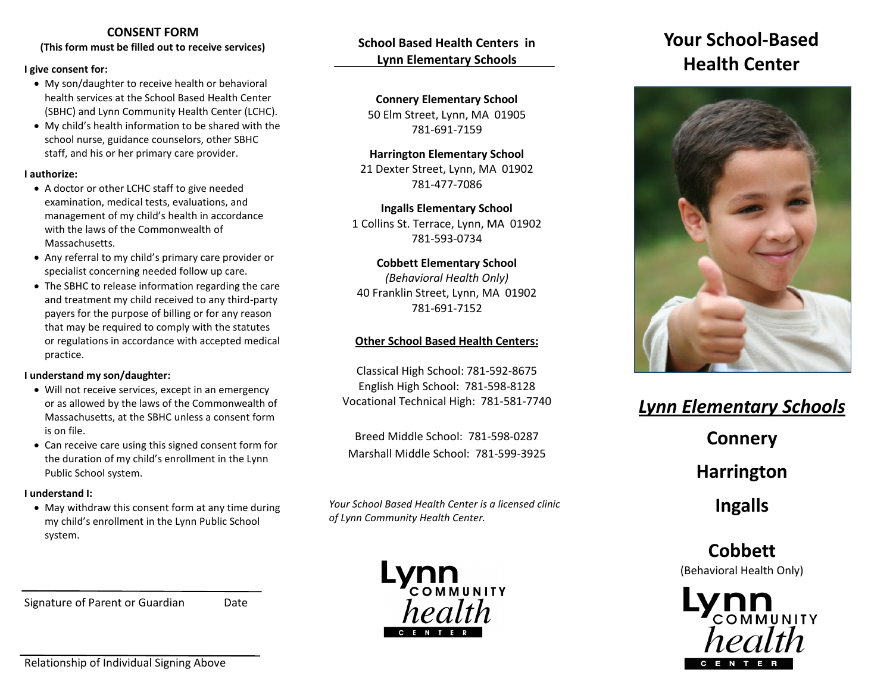## CONSENT FORM

**(This form must be filled out to receive services)**

**I give consent for:**

- My son/daughter to receive health or behavioral health services at the School Based Health Center (SBHC) and Lynn Community Health Center (LCHC).
- My child's health information to be shared with the school nurse, guidance counselors, other SBHC staff, and his or her primary care provider.

**I authorize:**

- A doctor or other LCHC staff to give needed examination, medical tests, evaluations, and management of my child's health in accordance with the laws of the Commonwealth of Massachusetts.
- Any referral to my child's primary care provider or specialist concerning needed follow up care.
- The SBHC to release information regarding the care and treatment my child received to any third-party payers for the purpose of billing or for any reason that may be required to comply with the statutes or regulations in accordance with accepted medical practice.

**I understand my son/daughter:**

- Will not receive services, except in an emergency or as allowed by the laws of the Commonwealth of Massachusetts, at the SBHC unless a consent form is on file.
- Can receive care using this signed consent form for the duration of my child's enrollment in the Lynn Public School system.

**I understand I:**

- May withdraw this consent form at any time during my child's enrollment in the Lynn Public School system.

\_\_\_\_\_\_\_\_\_\_\_\_\_\_\_\_\_\_\_\_\_\_\_\_\_\_\_\_\_\_\_\_\_\_\_\_\_\_\_\_

Signature of Parent or Guardian Date

\_\_\_\_\_\_\_\_\_\_\_\_\_\_\_\_\_\_\_\_\_\_\_\_\_\_\_\_\_\_\_\_\_\_\_\_\_\_\_\_

Relationship of Individual Signing Above

## School Based Health Centers in Lynn Elementary Schools

**Connery Elementary School**
50 Elm Street, Lynn, MA 01905
781-691-7159

**Harrington Elementary School**
21 Dexter Street, Lynn, MA 01902
781-477-7086

**Ingalls Elementary School**
1 Collins St. Terrace, Lynn, MA 01902
781-593-0734

**Cobbett Elementary School**
*(Behavioral Health Only)*
40 Franklin Street, Lynn, MA 01902
781-691-7152

**Other School Based Health Centers:**

Classical High School: 781-592-8675
English High School: 781-598-8128
Vocational Technical High: 781-581-7740

Breed Middle School: 781-598-0287
Marshall Middle School: 781-599-3925

*Your School Based Health Center is a licensed clinic of Lynn Community Health Center.*

Lynn COMMUNITY health CENTER

# Your School-Based Health Center

## *Lynn Elementary Schools*

**Connery**

**Harrington**

**Ingalls**

**Cobbett**
(Behavioral Health Only)

Lynn COMMUNITY health CENTER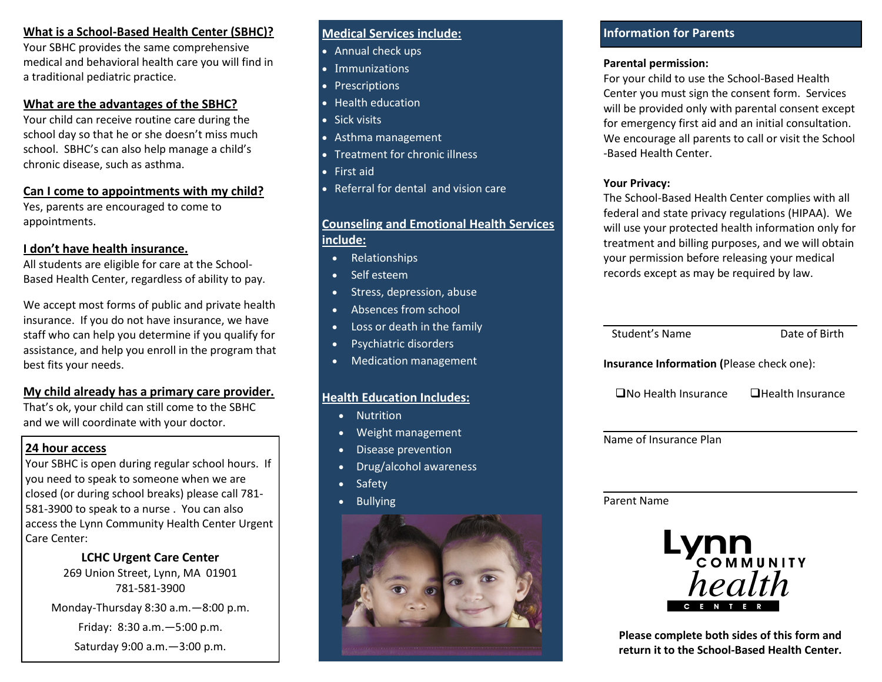## What is a School-Based Health Center (SBHC)?

Your SBHC provides the same comprehensive medical and behavioral health care you will find in a traditional pediatric practice.

## What are the advantages of the SBHC?

Your child can receive routine care during the school day so that he or she doesn't miss much school. SBHC's can also help manage a child's chronic disease, such as asthma.

## Can I come to appointments with my child?

Yes, parents are encouraged to come to appointments.

## I don't have health insurance.

All students are eligible for care at the School-Based Health Center, regardless of ability to pay.

We accept most forms of public and private health insurance. If you do not have insurance, we have staff who can help you determine if you qualify for assistance, and help you enroll in the program that best fits your needs.

## My child already has a primary care provider.

That's ok, your child can still come to the SBHC and we will coordinate with your doctor.

## 24 hour access

Your SBHC is open during regular school hours. If you need to speak to someone when we are closed (or during school breaks) please call 781-581-3900 to speak to a nurse . You can also access the Lynn Community Health Center Urgent Care Center:

**LCHC Urgent Care Center**
269 Union Street, Lynn, MA 01901
781-581-3900

Monday-Thursday 8:30 a.m.—8:00 p.m.

Friday: 8:30 a.m.—5:00 p.m.

Saturday 9:00 a.m.—3:00 p.m.

## Medical Services include:

- Annual check ups
- Immunizations
- Prescriptions
- Health education
- Sick visits
- Asthma management
- Treatment for chronic illness
- First aid
- Referral for dental and vision care

## Counseling and Emotional Health Services include:

- Relationships
- Self esteem
- Stress, depression, abuse
- Absences from school
- Loss or death in the family
- Psychiatric disorders
- Medication management

## Health Education Includes:

- Nutrition
- Weight management
- Disease prevention
- Drug/alcohol awareness
- Safety
- Bullying

## Information for Parents

**Parental permission:**

For your child to use the School-Based Health Center you must sign the consent form. Services will be provided only with parental consent except for emergency first aid and an initial consultation. We encourage all parents to call or visit the School -Based Health Center.

**Your Privacy:**

The School-Based Health Center complies with all federal and state privacy regulations (HIPAA). We will use your protected health information only for treatment and billing purposes, and we will obtain your permission before releasing your medical records except as may be required by law.

Student's Name _______________ Date of Birth _______________

**Insurance Information (**Please check one):

❑ No Health Insurance ❑ Health Insurance

Name of Insurance Plan _______________

Parent Name _______________

Lynn COMMUNITY health CENTER

**Please complete both sides of this form and return it to the School-Based Health Center.**